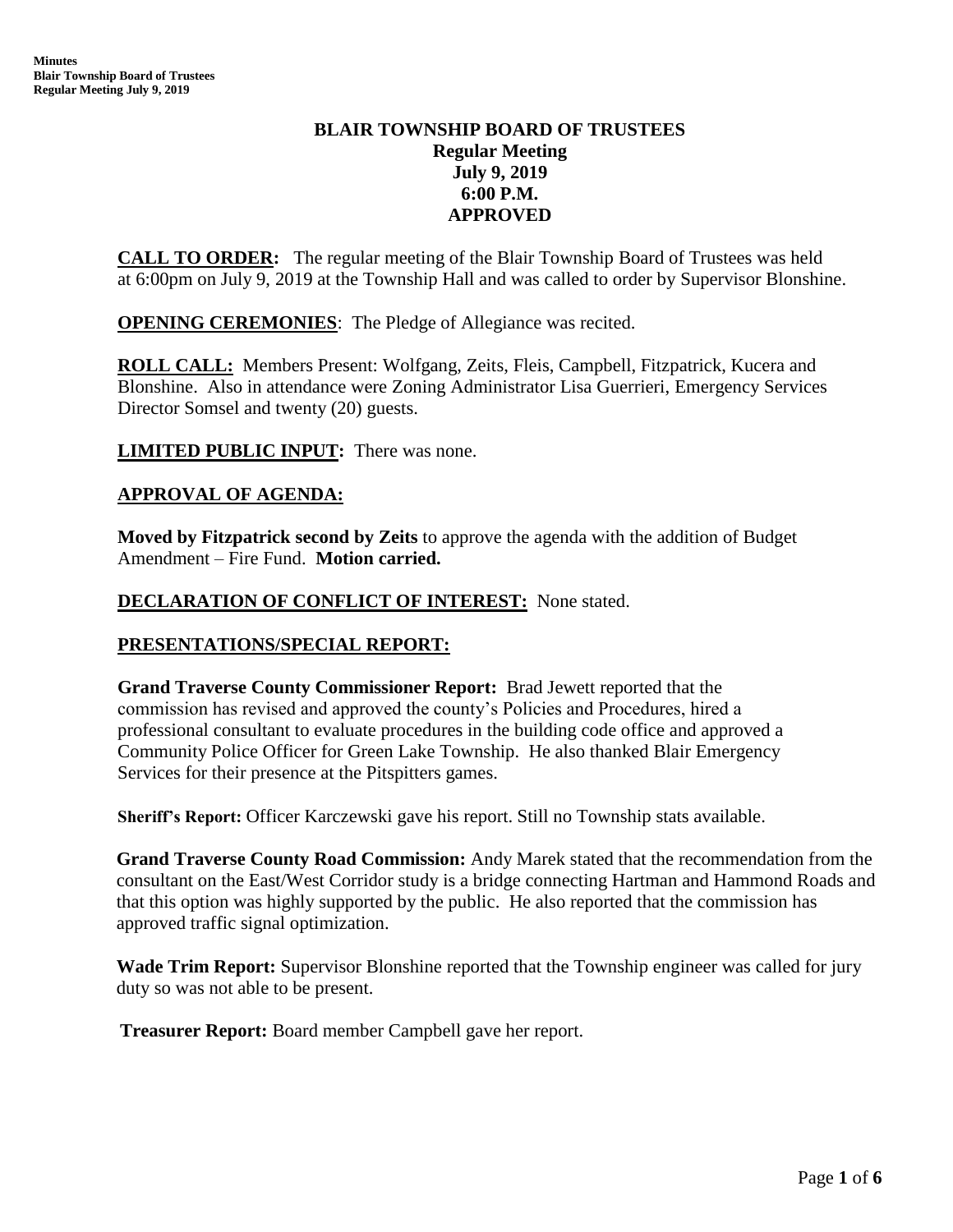# BLAIR TOWNSHIP BOARD OF TRUSTEES
## Regular Meeting
## July 9, 2019
## 6:00 P.M.
## APPROVED

**CALL TO ORDER:** The regular meeting of the Blair Township Board of Trustees was held at 6:00pm on July 9, 2019 at the Township Hall and was called to order by Supervisor Blonshine.

**OPENING CEREMONIES**: The Pledge of Allegiance was recited.

**ROLL CALL:** Members Present: Wolfgang, Zeits, Fleis, Campbell, Fitzpatrick, Kucera and Blonshine. Also in attendance were Zoning Administrator Lisa Guerrieri, Emergency Services Director Somsel and twenty (20) guests.

**LIMITED PUBLIC INPUT:** There was none.

**APPROVAL OF AGENDA:**

**Moved by Fitzpatrick second by Zeits** to approve the agenda with the addition of Budget Amendment – Fire Fund. **Motion carried.**

**DECLARATION OF CONFLICT OF INTEREST:** None stated.

**PRESENTATIONS/SPECIAL REPORT:**

**Grand Traverse County Commissioner Report:** Brad Jewett reported that the commission has revised and approved the county's Policies and Procedures, hired a professional consultant to evaluate procedures in the building code office and approved a Community Police Officer for Green Lake Township. He also thanked Blair Emergency Services for their presence at the Pitspitters games.

**Sheriff's Report:** Officer Karczewski gave his report. Still no Township stats available.

**Grand Traverse County Road Commission:** Andy Marek stated that the recommendation from the consultant on the East/West Corridor study is a bridge connecting Hartman and Hammond Roads and that this option was highly supported by the public. He also reported that the commission has approved traffic signal optimization.

**Wade Trim Report:** Supervisor Blonshine reported that the Township engineer was called for jury duty so was not able to be present.

**Treasurer Report:** Board member Campbell gave her report.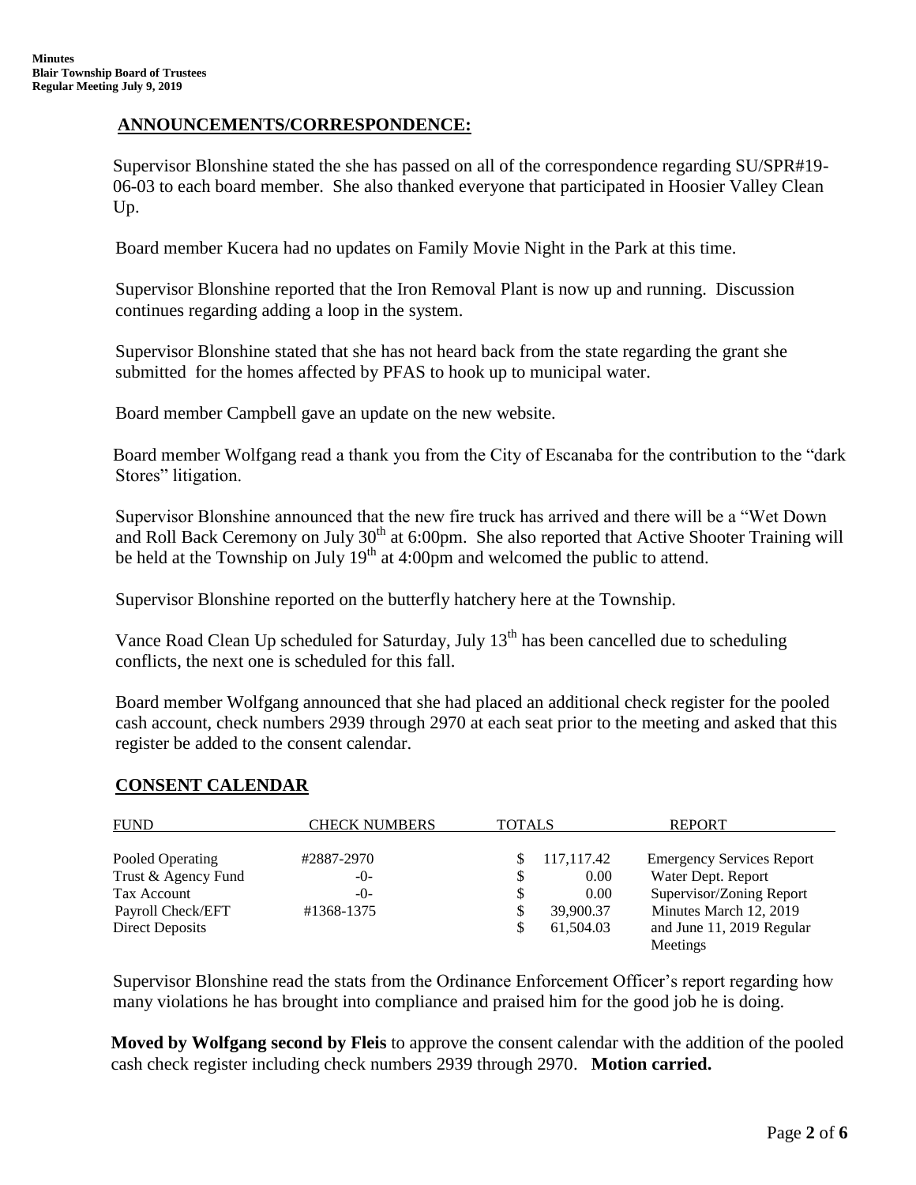## ANNOUNCEMENTS/CORRESPONDENCE:

Supervisor Blonshine stated the she has passed on all of the correspondence regarding SU/SPR#19-06-03 to each board member. She also thanked everyone that participated in Hoosier Valley Clean Up.

Board member Kucera had no updates on Family Movie Night in the Park at this time.

Supervisor Blonshine reported that the Iron Removal Plant is now up and running. Discussion continues regarding adding a loop in the system.

Supervisor Blonshine stated that she has not heard back from the state regarding the grant she submitted for the homes affected by PFAS to hook up to municipal water.

Board member Campbell gave an update on the new website.

Board member Wolfgang read a thank you from the City of Escanaba for the contribution to the "dark Stores" litigation.

Supervisor Blonshine announced that the new fire truck has arrived and there will be a "Wet Down and Roll Back Ceremony on July 30th at 6:00pm. She also reported that Active Shooter Training will be held at the Township on July 19th at 4:00pm and welcomed the public to attend.

Supervisor Blonshine reported on the butterfly hatchery here at the Township.

Vance Road Clean Up scheduled for Saturday, July 13th has been cancelled due to scheduling conflicts, the next one is scheduled for this fall.

Board member Wolfgang announced that she had placed an additional check register for the pooled cash account, check numbers 2939 through 2970 at each seat prior to the meeting and asked that this register be added to the consent calendar.

## CONSENT CALENDAR

| FUND | CHECK NUMBERS | TOTALS | REPORT |
|---|---|---|---|
| Pooled Operating | #2887-2970 | $ 117,117.42 | Emergency Services Report |
| Trust & Agency Fund | -0- | $ 0.00 | Water Dept. Report |
| Tax Account | -0- | $ 0.00 | Supervisor/Zoning Report |
| Payroll Check/EFT | #1368-1375 | $ 39,900.37 | Minutes March 12, 2019 |
| Direct Deposits | | $ 61,504.03 | and June 11, 2019 Regular Meetings |

Supervisor Blonshine read the stats from the Ordinance Enforcement Officer's report regarding how many violations he has brought into compliance and praised him for the good job he is doing.

**Moved by Wolfgang second by Fleis** to approve the consent calendar with the addition of the pooled cash check register including check numbers 2939 through 2970. **Motion carried.**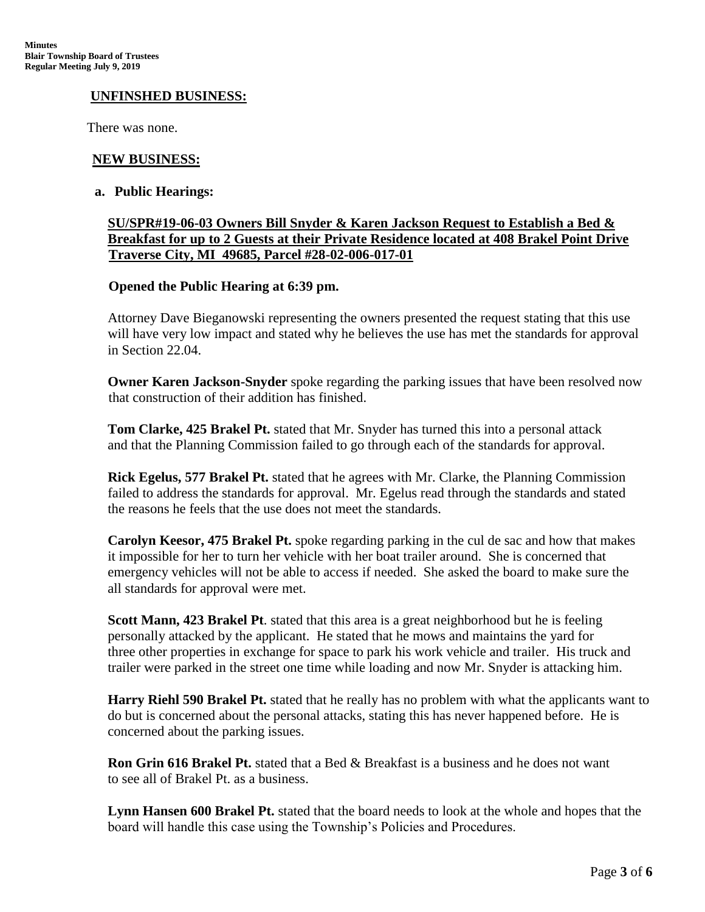## UNFINSHED BUSINESS:

There was none.

## NEW BUSINESS:

**a. Public Hearings:**

**SU/SPR#19-06-03 Owners Bill Snyder & Karen Jackson Request to Establish a Bed & Breakfast for up to 2 Guests at their Private Residence located at 408 Brakel Point Drive Traverse City, MI 49685, Parcel #28-02-006-017-01**

**Opened the Public Hearing at 6:39 pm.**

Attorney Dave Bieganowski representing the owners presented the request stating that this use will have very low impact and stated why he believes the use has met the standards for approval in Section 22.04.

**Owner Karen Jackson-Snyder** spoke regarding the parking issues that have been resolved now that construction of their addition has finished.

**Tom Clarke, 425 Brakel Pt.** stated that Mr. Snyder has turned this into a personal attack and that the Planning Commission failed to go through each of the standards for approval.

**Rick Egelus, 577 Brakel Pt.** stated that he agrees with Mr. Clarke, the Planning Commission failed to address the standards for approval. Mr. Egelus read through the standards and stated the reasons he feels that the use does not meet the standards.

**Carolyn Keesor, 475 Brakel Pt.** spoke regarding parking in the cul de sac and how that makes it impossible for her to turn her vehicle with her boat trailer around. She is concerned that emergency vehicles will not be able to access if needed. She asked the board to make sure the all standards for approval were met.

**Scott Mann, 423 Brakel Pt**. stated that this area is a great neighborhood but he is feeling personally attacked by the applicant. He stated that he mows and maintains the yard for three other properties in exchange for space to park his work vehicle and trailer. His truck and trailer were parked in the street one time while loading and now Mr. Snyder is attacking him.

**Harry Riehl 590 Brakel Pt.** stated that he really has no problem with what the applicants want to do but is concerned about the personal attacks, stating this has never happened before. He is concerned about the parking issues.

**Ron Grin 616 Brakel Pt.** stated that a Bed & Breakfast is a business and he does not want to see all of Brakel Pt. as a business.

**Lynn Hansen 600 Brakel Pt.** stated that the board needs to look at the whole and hopes that the board will handle this case using the Township's Policies and Procedures.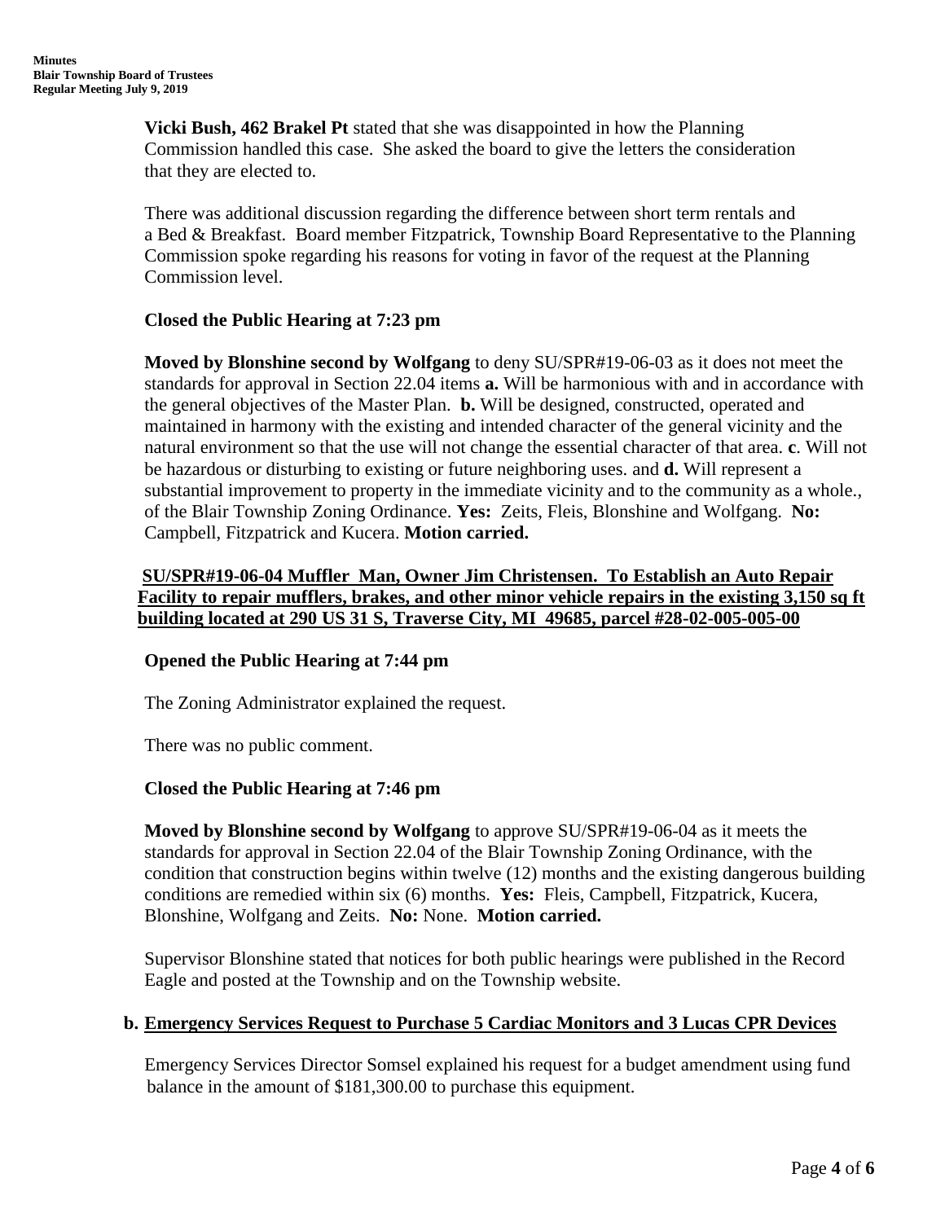**Vicki Bush, 462 Brakel Pt** stated that she was disappointed in how the Planning Commission handled this case. She asked the board to give the letters the consideration that they are elected to.

There was additional discussion regarding the difference between short term rentals and a Bed & Breakfast. Board member Fitzpatrick, Township Board Representative to the Planning Commission spoke regarding his reasons for voting in favor of the request at the Planning Commission level.

**Closed the Public Hearing at 7:23 pm**

**Moved by Blonshine second by Wolfgang** to deny SU/SPR#19-06-03 as it does not meet the standards for approval in Section 22.04 items **a.** Will be harmonious with and in accordance with the general objectives of the Master Plan. **b.** Will be designed, constructed, operated and maintained in harmony with the existing and intended character of the general vicinity and the natural environment so that the use will not change the essential character of that area. **c**. Will not be hazardous or disturbing to existing or future neighboring uses. and **d.** Will represent a substantial improvement to property in the immediate vicinity and to the community as a whole., of the Blair Township Zoning Ordinance. **Yes:** Zeits, Fleis, Blonshine and Wolfgang. **No:** Campbell, Fitzpatrick and Kucera. **Motion carried.**

**SU/SPR#19-06-04 Muffler Man, Owner Jim Christensen. To Establish an Auto Repair Facility to repair mufflers, brakes, and other minor vehicle repairs in the existing 3,150 sq ft building located at 290 US 31 S, Traverse City, MI 49685, parcel #28-02-005-005-00**

**Opened the Public Hearing at 7:44 pm**

The Zoning Administrator explained the request.

There was no public comment.

**Closed the Public Hearing at 7:46 pm**

**Moved by Blonshine second by Wolfgang** to approve SU/SPR#19-06-04 as it meets the standards for approval in Section 22.04 of the Blair Township Zoning Ordinance, with the condition that construction begins within twelve (12) months and the existing dangerous building conditions are remedied within six (6) months. **Yes:** Fleis, Campbell, Fitzpatrick, Kucera, Blonshine, Wolfgang and Zeits. **No:** None. **Motion carried.**

Supervisor Blonshine stated that notices for both public hearings were published in the Record Eagle and posted at the Township and on the Township website.

**b. Emergency Services Request to Purchase 5 Cardiac Monitors and 3 Lucas CPR Devices**

Emergency Services Director Somsel explained his request for a budget amendment using fund balance in the amount of $181,300.00 to purchase this equipment.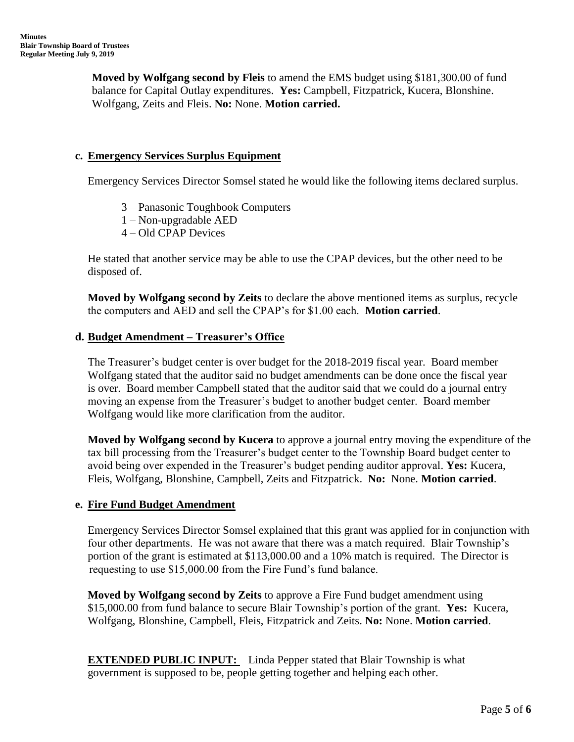**Moved by Wolfgang second by Fleis** to amend the EMS budget using $181,300.00 of fund balance for Capital Outlay expenditures. **Yes:** Campbell, Fitzpatrick, Kucera, Blonshine. Wolfgang, Zeits and Fleis. **No:** None. **Motion carried.**

**c. Emergency Services Surplus Equipment**

Emergency Services Director Somsel stated he would like the following items declared surplus.

3 – Panasonic Toughbook Computers
1 – Non-upgradable AED
4 – Old CPAP Devices

He stated that another service may be able to use the CPAP devices, but the other need to be disposed of.

**Moved by Wolfgang second by Zeits** to declare the above mentioned items as surplus, recycle the computers and AED and sell the CPAP's for $1.00 each. **Motion carried**.

**d. Budget Amendment – Treasurer's Office**

The Treasurer's budget center is over budget for the 2018-2019 fiscal year. Board member Wolfgang stated that the auditor said no budget amendments can be done once the fiscal year is over. Board member Campbell stated that the auditor said that we could do a journal entry moving an expense from the Treasurer's budget to another budget center. Board member Wolfgang would like more clarification from the auditor.

**Moved by Wolfgang second by Kucera** to approve a journal entry moving the expenditure of the tax bill processing from the Treasurer's budget center to the Township Board budget center to avoid being over expended in the Treasurer's budget pending auditor approval. **Yes:** Kucera, Fleis, Wolfgang, Blonshine, Campbell, Zeits and Fitzpatrick. **No:** None. **Motion carried**.

**e. Fire Fund Budget Amendment**

Emergency Services Director Somsel explained that this grant was applied for in conjunction with four other departments. He was not aware that there was a match required. Blair Township's portion of the grant is estimated at $113,000.00 and a 10% match is required. The Director is requesting to use $15,000.00 from the Fire Fund's fund balance.

**Moved by Wolfgang second by Zeits** to approve a Fire Fund budget amendment using $15,000.00 from fund balance to secure Blair Township's portion of the grant. **Yes:** Kucera, Wolfgang, Blonshine, Campbell, Fleis, Fitzpatrick and Zeits. **No:** None. **Motion carried**.

**EXTENDED PUBLIC INPUT:** Linda Pepper stated that Blair Township is what government is supposed to be, people getting together and helping each other.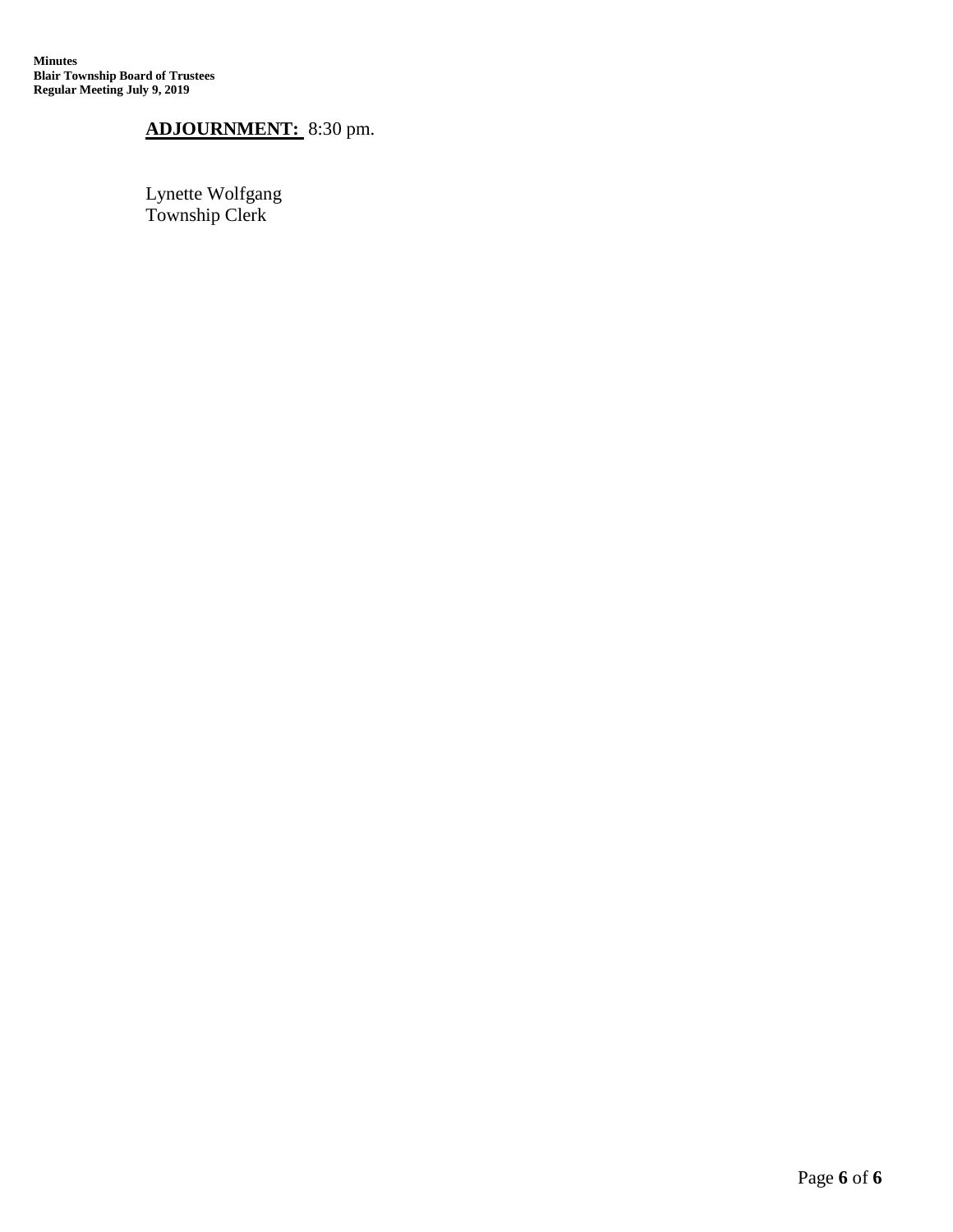**ADJOURNMENT:** 8:30 pm.

Lynette Wolfgang
Township Clerk